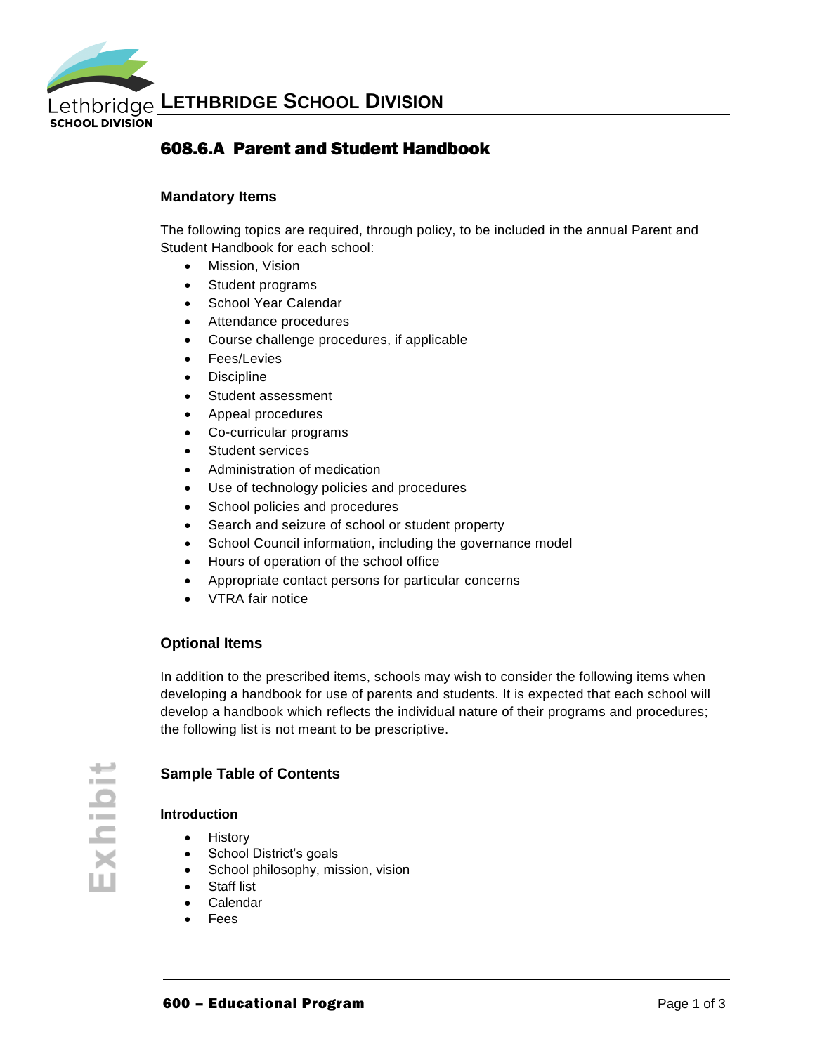# 608.6.A Parent and Student Handbook

### Mandatory Items

The following topics are required, through policy, to be included in the annual Parent and Student Handbook for each school:

- Mission, Vision
- Student programs
- School Year Calendar
- Attendance procedures
- Course challenge procedures, if applicable
- Fees/Levies
- Discipline
- Student assessment
- Appeal procedures
- Co-curricular programs
- Student services
- Administration of medication
- Use of technology policies and procedures
- School policies and procedures
- Search and seizure of school or student property
- School Council information, including the governance model
- Hours of operation of the school office
- Appropriate contact persons for particular concerns
- VTRA fair notice

### Optional Items

In addition to the prescribed items, schools may wish to consider the following items when developing a handbook for use of parents and students. It is expected that each school will develop a handbook which reflects the individual nature of their programs and procedures; the following list is not meant to be prescriptive.

### Sample Table of Contents

#### Introduction

- History
- School District's goals
- School philosophy, mission, vision
- Staff list
- Calendar
- Fees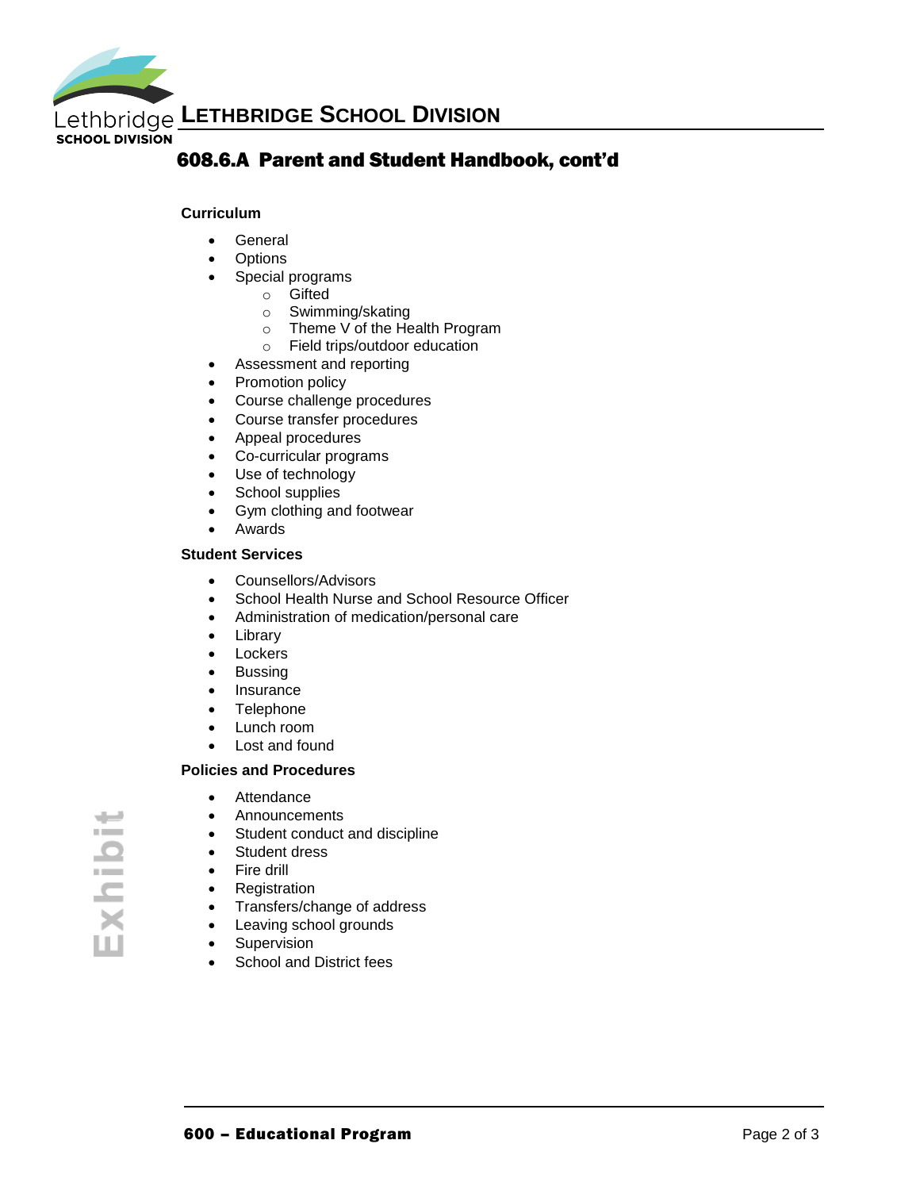## 608.6.A Parent and Student Handbook, cont'd

**Curriculum**

- General
- Options
- Special programs
  - Gifted
  - Swimming/skating
  - Theme V of the Health Program
  - Field trips/outdoor education
- Assessment and reporting
- Promotion policy
- Course challenge procedures
- Course transfer procedures
- Appeal procedures
- Co-curricular programs
- Use of technology
- School supplies
- Gym clothing and footwear
- Awards

**Student Services**

- Counsellors/Advisors
- School Health Nurse and School Resource Officer
- Administration of medication/personal care
- Library
- Lockers
- Bussing
- Insurance
- Telephone
- Lunch room
- Lost and found

**Policies and Procedures**

- Attendance
- Announcements
- Student conduct and discipline
- Student dress
- Fire drill
- Registration
- Transfers/change of address
- Leaving school grounds
- Supervision
- School and District fees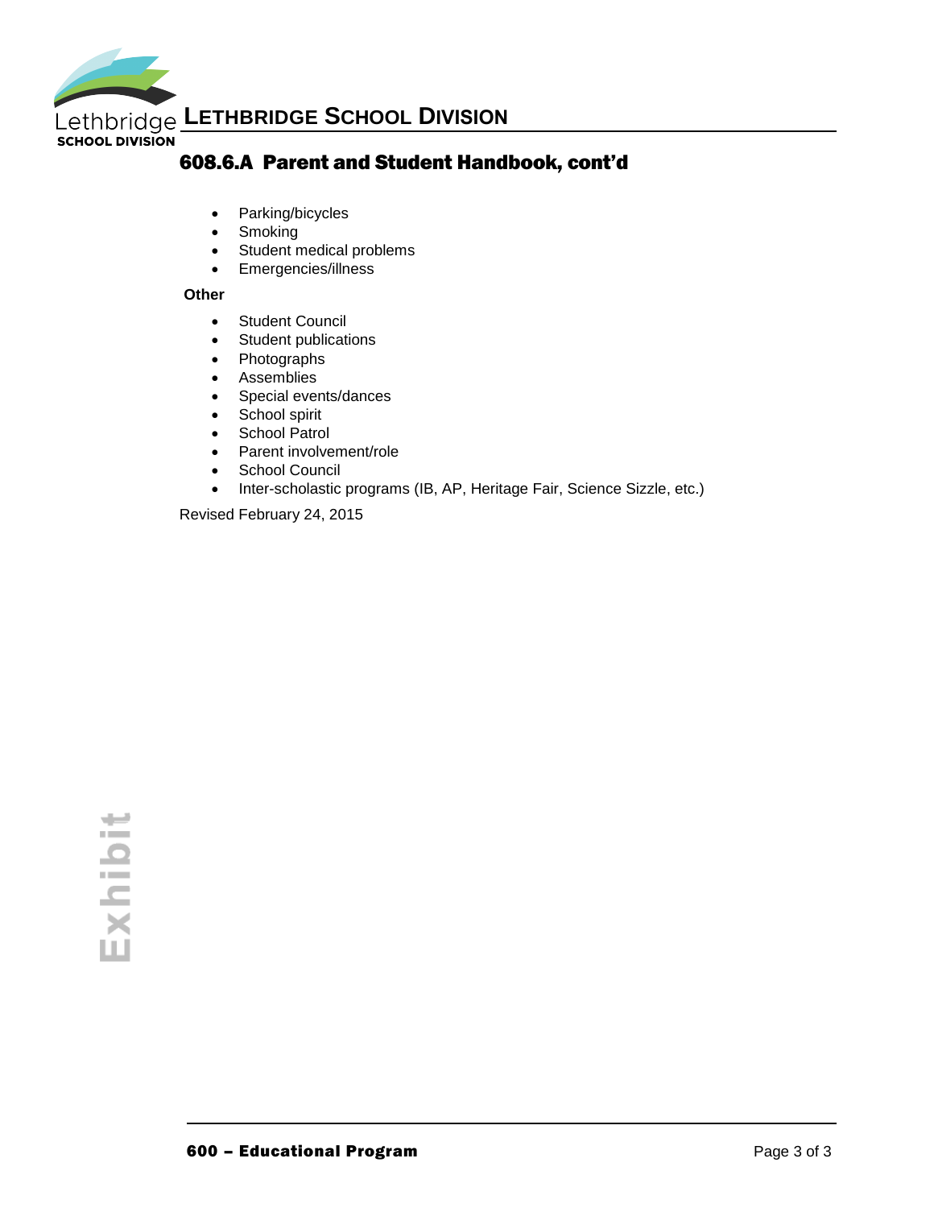## 608.6.A Parent and Student Handbook, cont'd

- Parking/bicycles
- Smoking
- Student medical problems
- Emergencies/illness

**Other**

- Student Council
- Student publications
- Photographs
- Assemblies
- Special events/dances
- School spirit
- School Patrol
- Parent involvement/role
- School Council
- Inter-scholastic programs (IB, AP, Heritage Fair, Science Sizzle, etc.)

Revised February 24, 2015